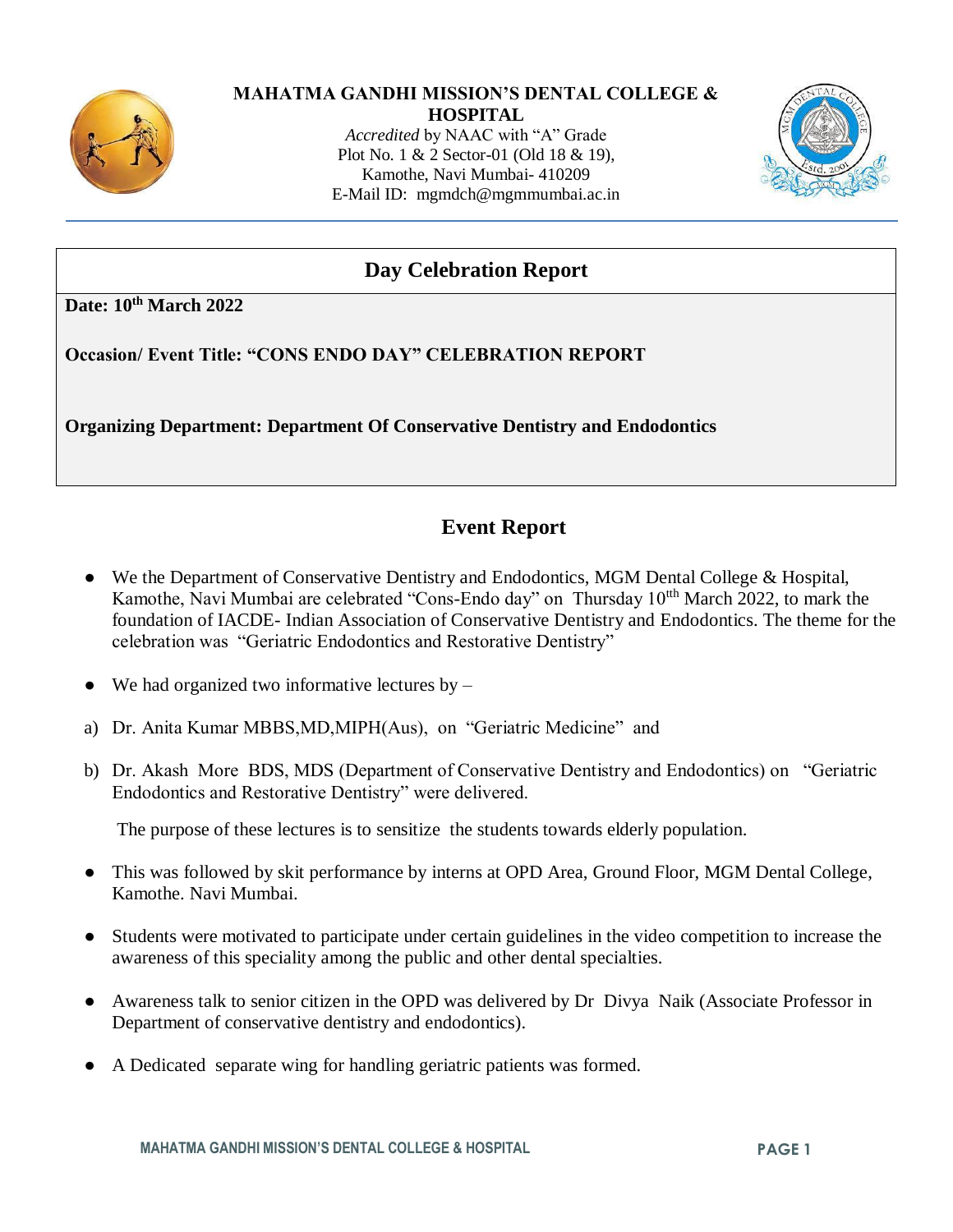# MAHATMA GANDHI MISSION'S DENTAL COLLEGE & HOSPITAL

*Accredited* by NAAC with "A" Grade
Plot No. 1 & 2 Sector-01 (Old 18 & 19),
Kamothe, Navi Mumbai- 410209
E-Mail ID: mgmdch@mgmmumbai.ac.in

## Day Celebration Report

**Date: 10th March 2022**

**Occasion/ Event Title: "CONS ENDO DAY" CELEBRATION REPORT**

**Organizing Department: Department Of Conservative Dentistry and Endodontics**

## Event Report

- We the Department of Conservative Dentistry and Endodontics, MGM Dental College & Hospital, Kamothe, Navi Mumbai are celebrated "Cons-Endo day" on Thursday 10tth March 2022, to mark the foundation of IACDE- Indian Association of Conservative Dentistry and Endodontics. The theme for the celebration was "Geriatric Endodontics and Restorative Dentistry"
- We had organized two informative lectures by –

a) Dr. Anita Kumar MBBS,MD,MIPH(Aus), on "Geriatric Medicine" and

b) Dr. Akash More BDS, MDS (Department of Conservative Dentistry and Endodontics) on "Geriatric Endodontics and Restorative Dentistry" were delivered.

The purpose of these lectures is to sensitize the students towards elderly population.

- This was followed by skit performance by interns at OPD Area, Ground Floor, MGM Dental College, Kamothe. Navi Mumbai.
- Students were motivated to participate under certain guidelines in the video competition to increase the awareness of this speciality among the public and other dental specialties.
- Awareness talk to senior citizen in the OPD was delivered by Dr Divya Naik (Associate Professor in Department of conservative dentistry and endodontics).
- A Dedicated separate wing for handling geriatric patients was formed.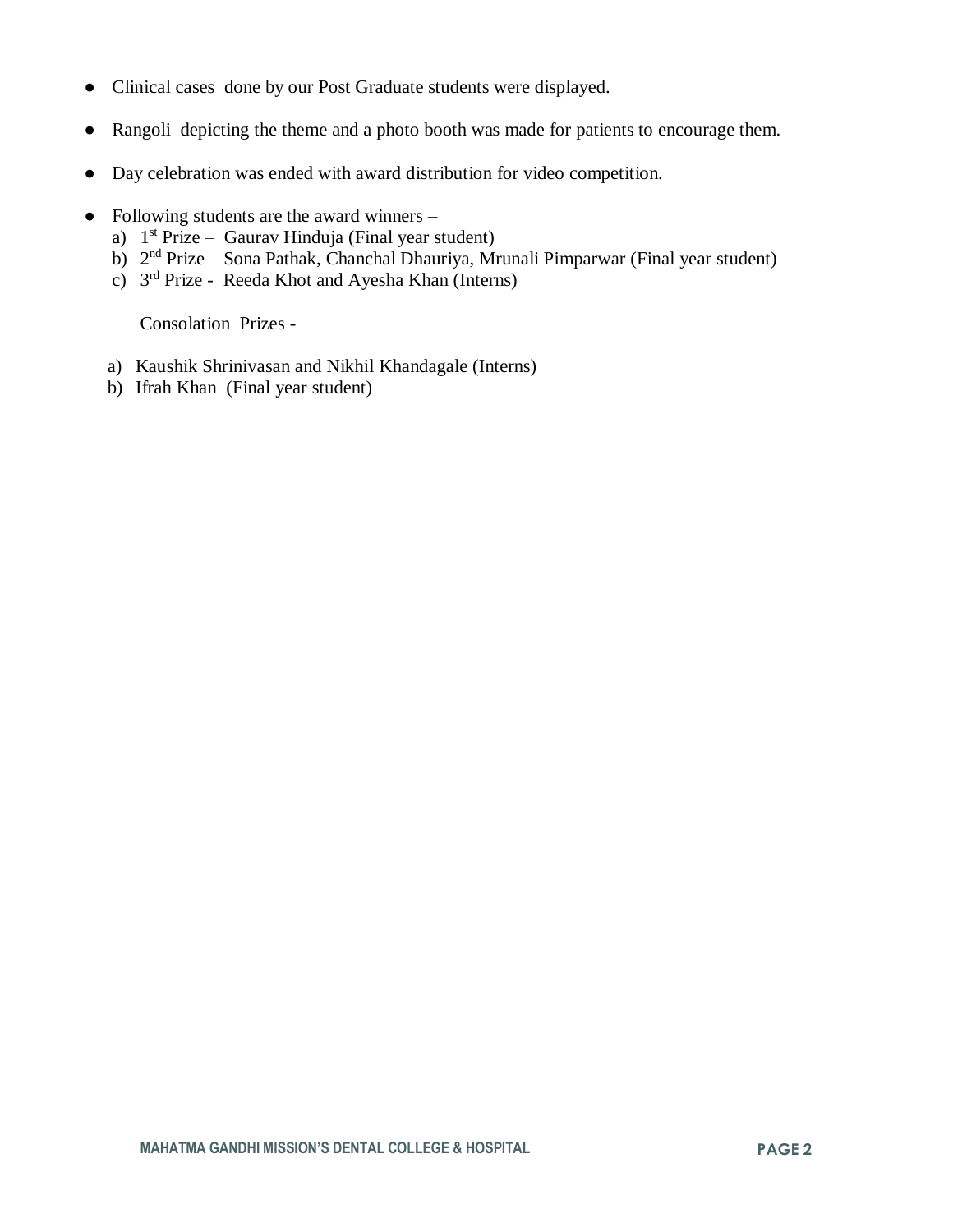- Clinical cases done by our Post Graduate students were displayed.
- Rangoli depicting the theme and a photo booth was made for patients to encourage them.
- Day celebration was ended with award distribution for video competition.
- Following students are the award winners –
  a) 1st Prize – Gaurav Hinduja (Final year student)
  b) 2nd Prize – Sona Pathak, Chanchal Dhauriya, Mrunali Pimparwar (Final year student)
  c) 3rd Prize - Reeda Khot and Ayesha Khan (Interns)

  Consolation Prizes -

  a) Kaushik Shrinivasan and Nikhil Khandagale (Interns)
  b) Ifrah Khan (Final year student)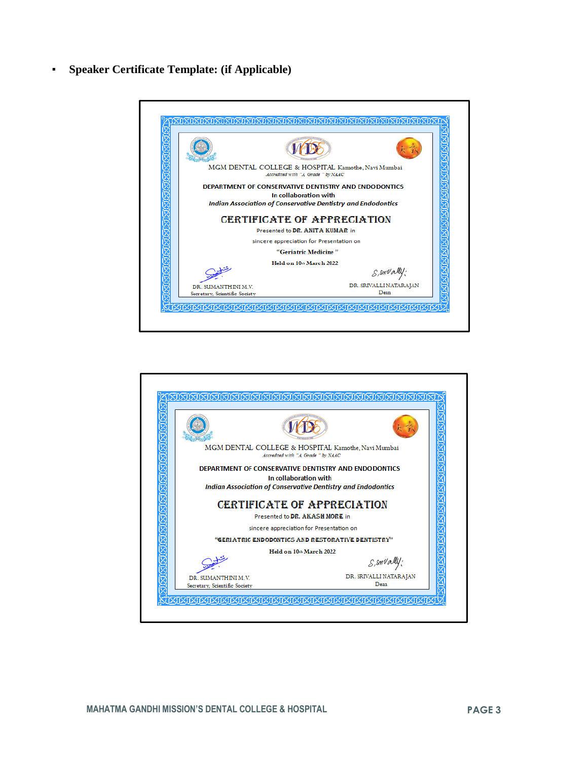- **Speaker Certificate Template: (if Applicable)**

MGM DENTAL COLLEGE & HOSPITAL Kamothe, Navi Mumbai

*Accredited with "A Grade" by NAAC*

DEPARTMENT OF CONSERVATIVE DENTISTRY AND ENDODONTICS

In collaboration with

*Indian Association of Conservative Dentistry and Endodontics*

CERTIFICATE OF APPRECIATION

Presented to **DR. ANITA KUMAR** in

sincere appreciation for Presentation on

**"Geriatric Medicine"**

**Held on 10th March 2022**

DR. SUMANTHINI M.V.
Secretary, Scientific Society

DR. SRIVALLI NATARAJAN
Dean

MGM DENTAL COLLEGE & HOSPITAL Kamothe, Navi Mumbai

*Accredited with "A Grade" by NAAC*

DEPARTMENT OF CONSERVATIVE DENTISTRY AND ENDODONTICS

In collaboration with

*Indian Association of Conservative Dentistry and Endodontics*

CERTIFICATE OF APPRECIATION

Presented to **DR. AKASH MORE** in

sincere appreciation for Presentation on

**"GERIATRIC ENDODONTICS AND RESTORATIVE DENTISTRY"**

**Held on 10th March 2022**

DR. SUMANTHINI M.V.
Secretary, Scientific Society

DR. SRIVALLI NATARAJAN
Dean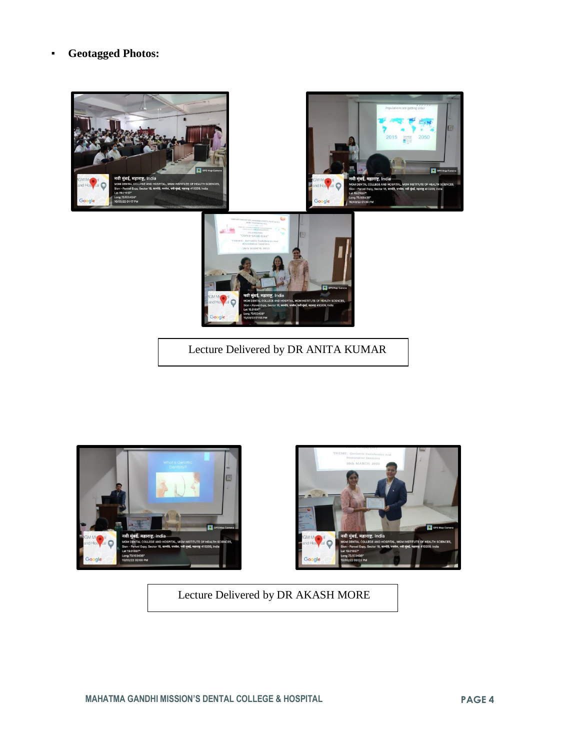- **Geotagged Photos:**

Lecture Delivered by DR ANITA KUMAR

Lecture Delivered by DR AKASH MORE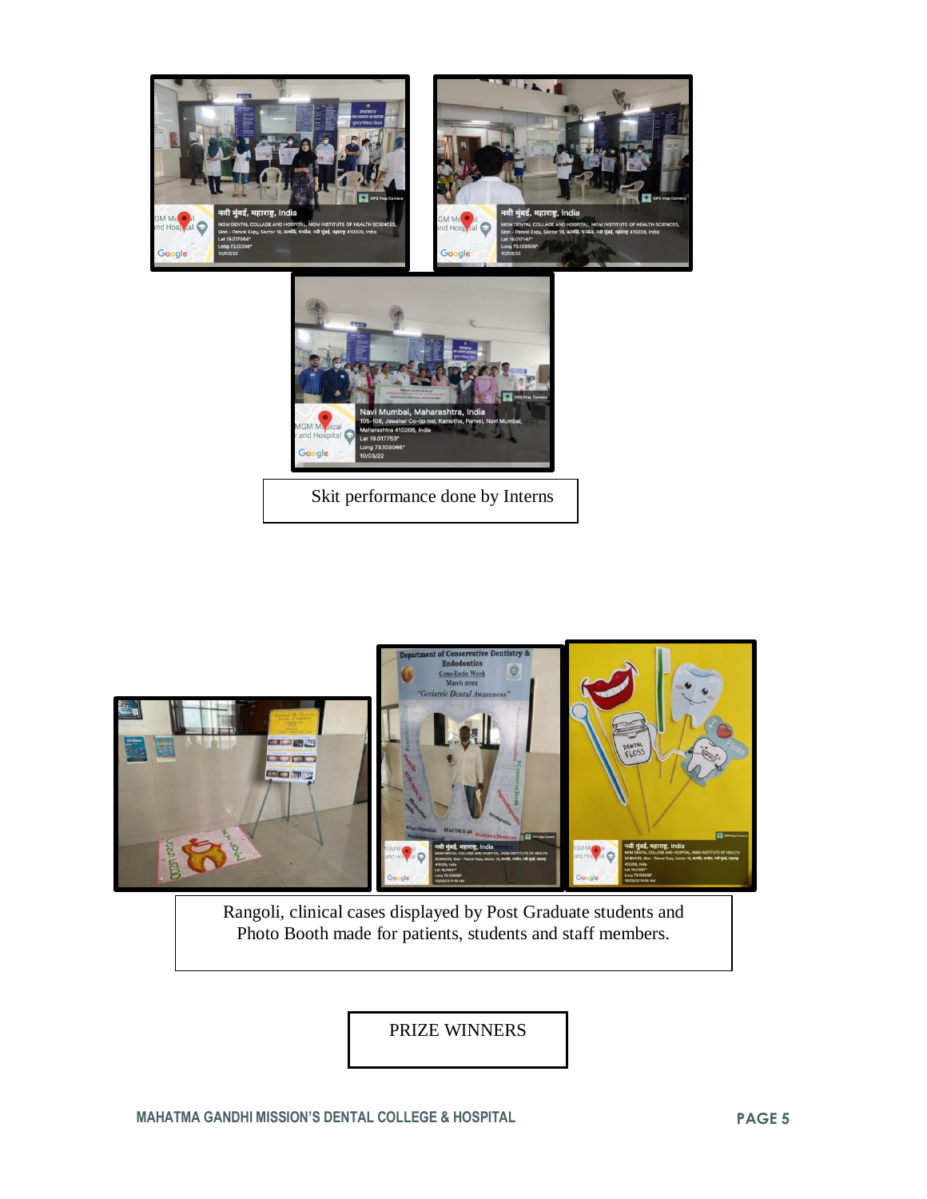Skit performance done by Interns

Rangoli, clinical cases displayed by Post Graduate students and Photo Booth made for patients, students and staff members.

PRIZE WINNERS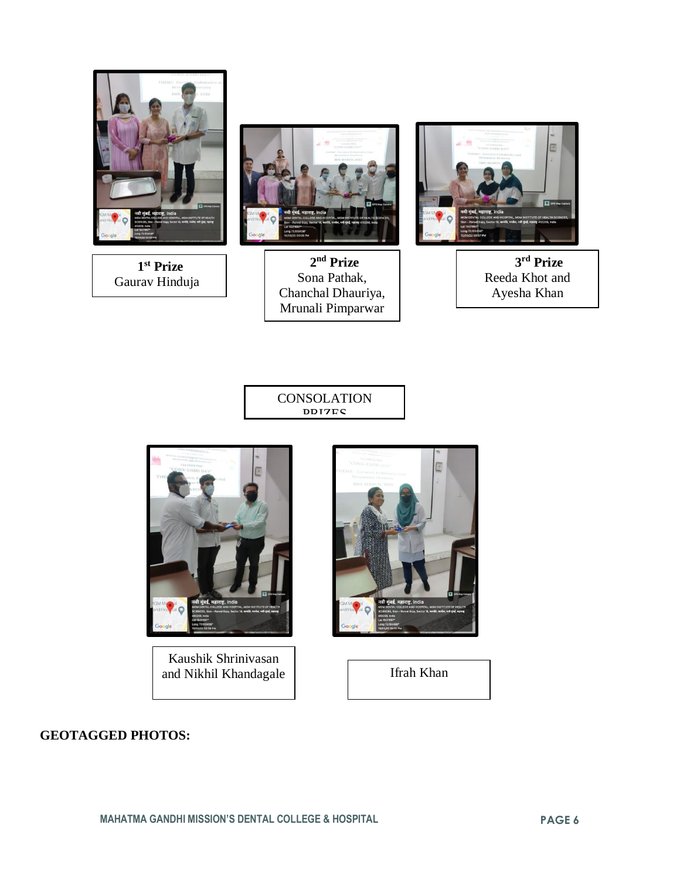**1st Prize**
Gaurav Hinduja

**2nd Prize**
Sona Pathak, Chanchal Dhauriya, Mrunali Pimparwar

**3rd Prize**
Reeda Khot and Ayesha Khan

CONSOLATION PRIZES

Kaushik Shrinivasan and Nikhil Khandagale

Ifrah Khan

**GEOTAGGED PHOTOS:**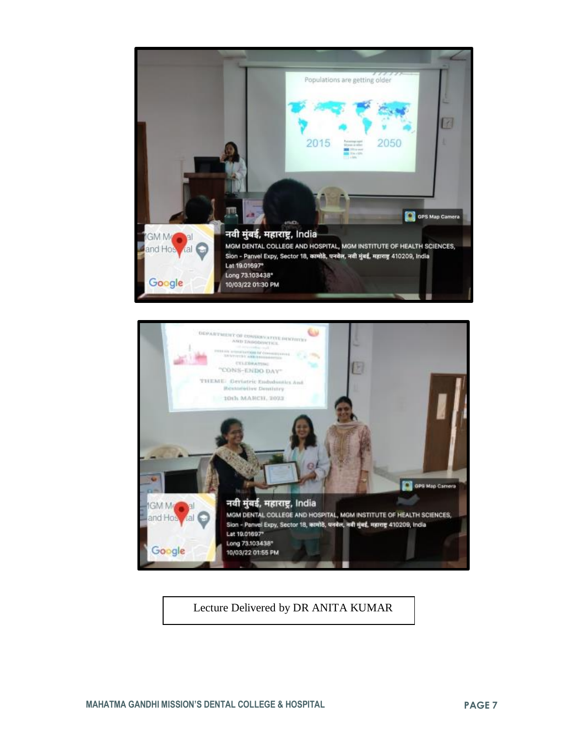Lecture Delivered by DR ANITA KUMAR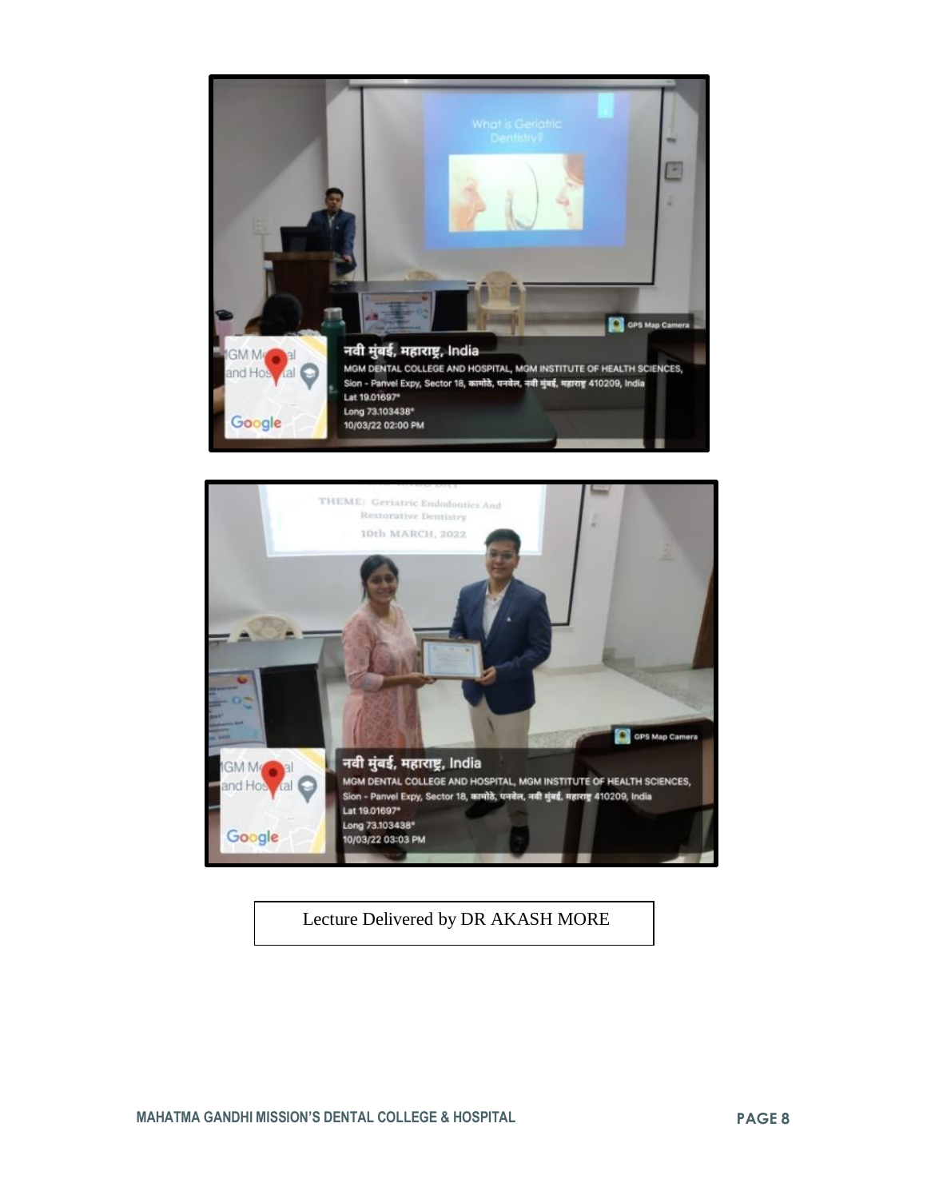Lecture Delivered by DR AKASH MORE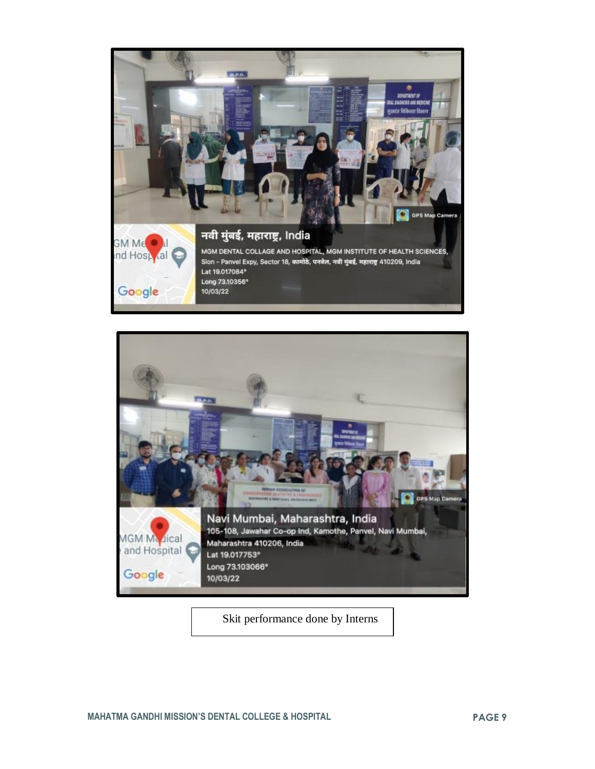Skit performance done by Interns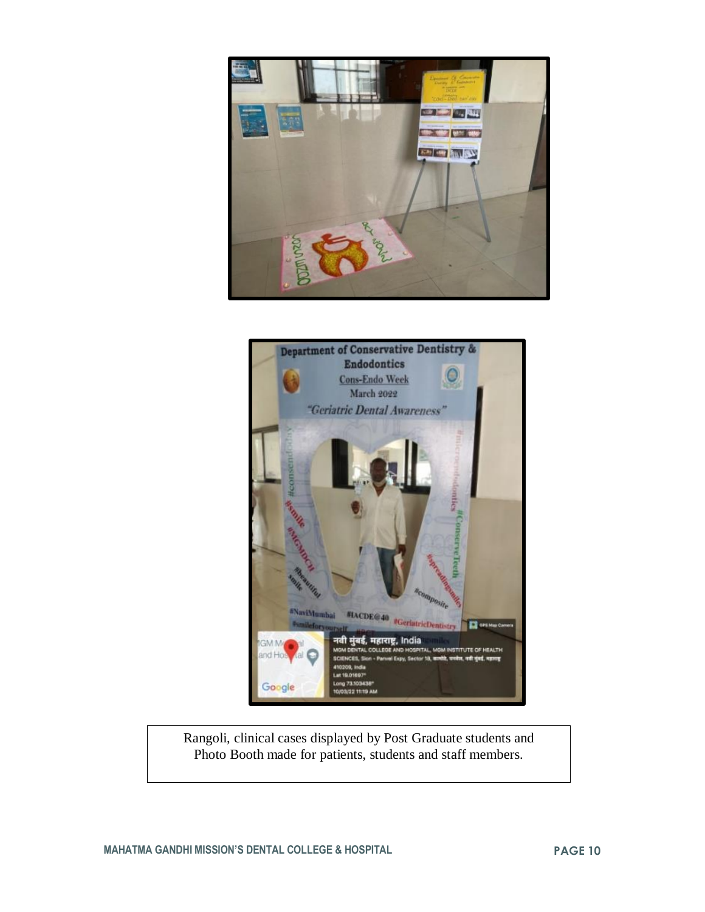Rangoli, clinical cases displayed by Post Graduate students and Photo Booth made for patients, students and staff members.